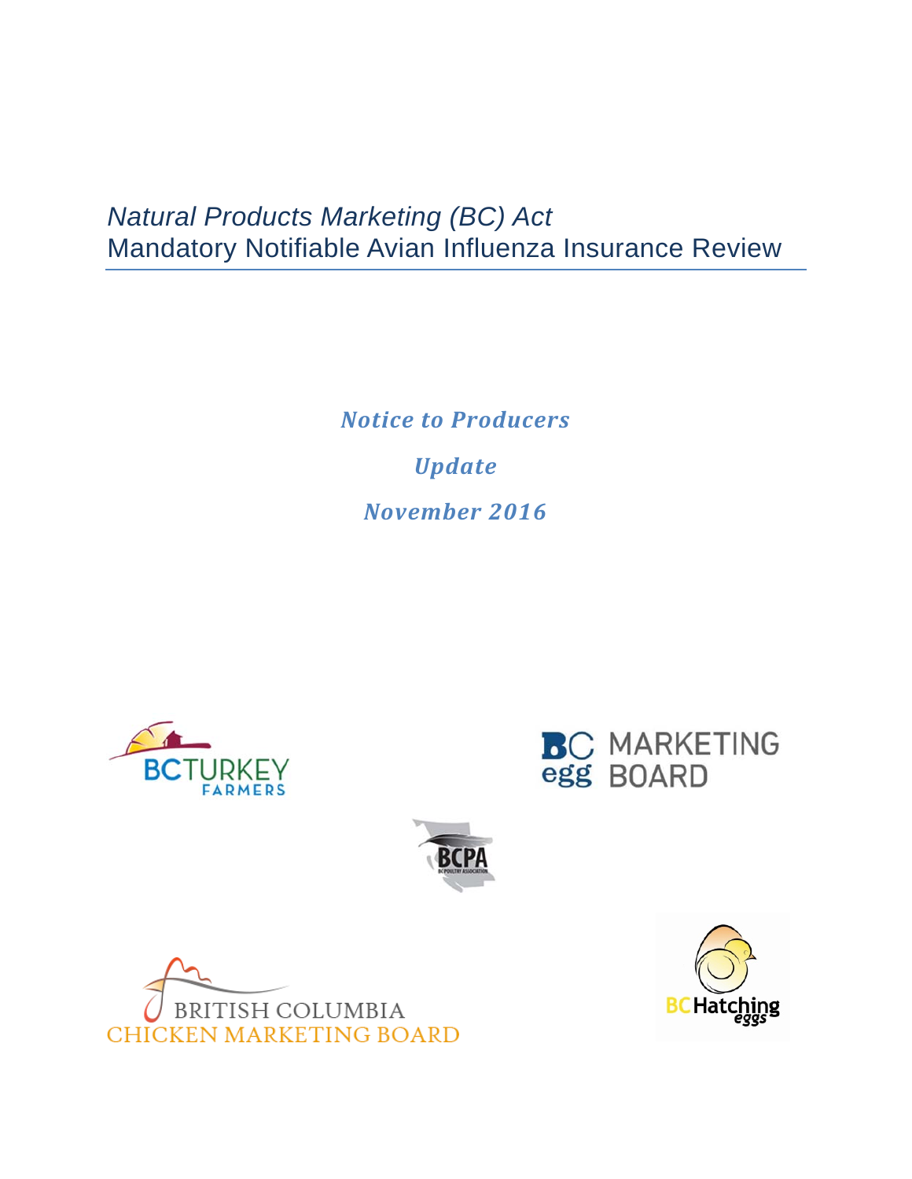# *Natural Products Marketing (BC) Act*
# Mandatory Notifiable Avian Influenza Insurance Review

***Notice to Producers***

***Update***

***November 2016***

BC TURKEY FARMERS

BC egg MARKETING BOARD

BCPA

BRITISH COLUMBIA CHICKEN MARKETING BOARD

BC Hatching eggs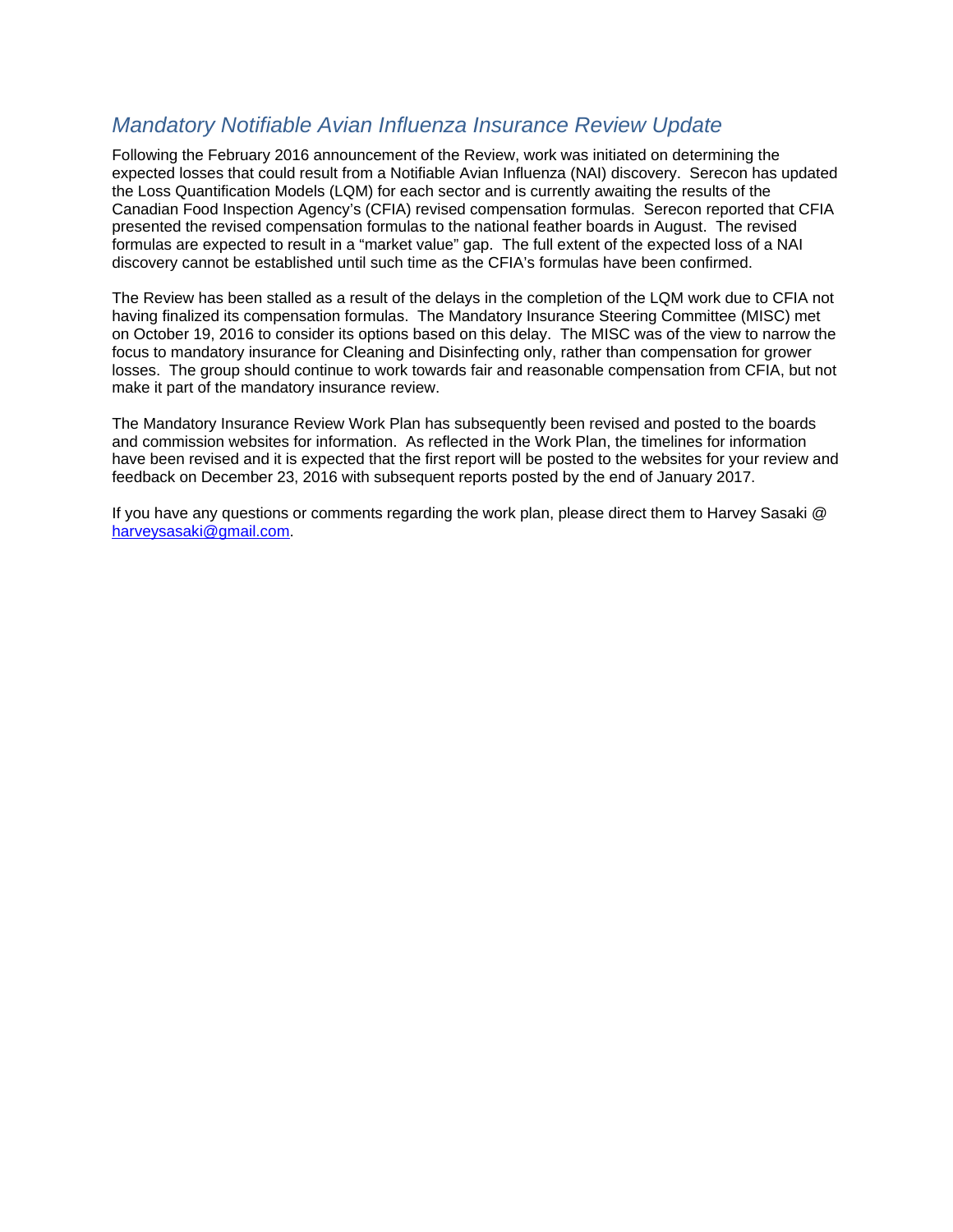## *Mandatory Notifiable Avian Influenza Insurance Review Update*

Following the February 2016 announcement of the Review, work was initiated on determining the expected losses that could result from a Notifiable Avian Influenza (NAI) discovery. Serecon has updated the Loss Quantification Models (LQM) for each sector and is currently awaiting the results of the Canadian Food Inspection Agency's (CFIA) revised compensation formulas. Serecon reported that CFIA presented the revised compensation formulas to the national feather boards in August. The revised formulas are expected to result in a "market value" gap. The full extent of the expected loss of a NAI discovery cannot be established until such time as the CFIA's formulas have been confirmed.

The Review has been stalled as a result of the delays in the completion of the LQM work due to CFIA not having finalized its compensation formulas. The Mandatory Insurance Steering Committee (MISC) met on October 19, 2016 to consider its options based on this delay. The MISC was of the view to narrow the focus to mandatory insurance for Cleaning and Disinfecting only, rather than compensation for grower losses. The group should continue to work towards fair and reasonable compensation from CFIA, but not make it part of the mandatory insurance review.

The Mandatory Insurance Review Work Plan has subsequently been revised and posted to the boards and commission websites for information. As reflected in the Work Plan, the timelines for information have been revised and it is expected that the first report will be posted to the websites for your review and feedback on December 23, 2016 with subsequent reports posted by the end of January 2017.

If you have any questions or comments regarding the work plan, please direct them to Harvey Sasaki @ harveysasaki@gmail.com.